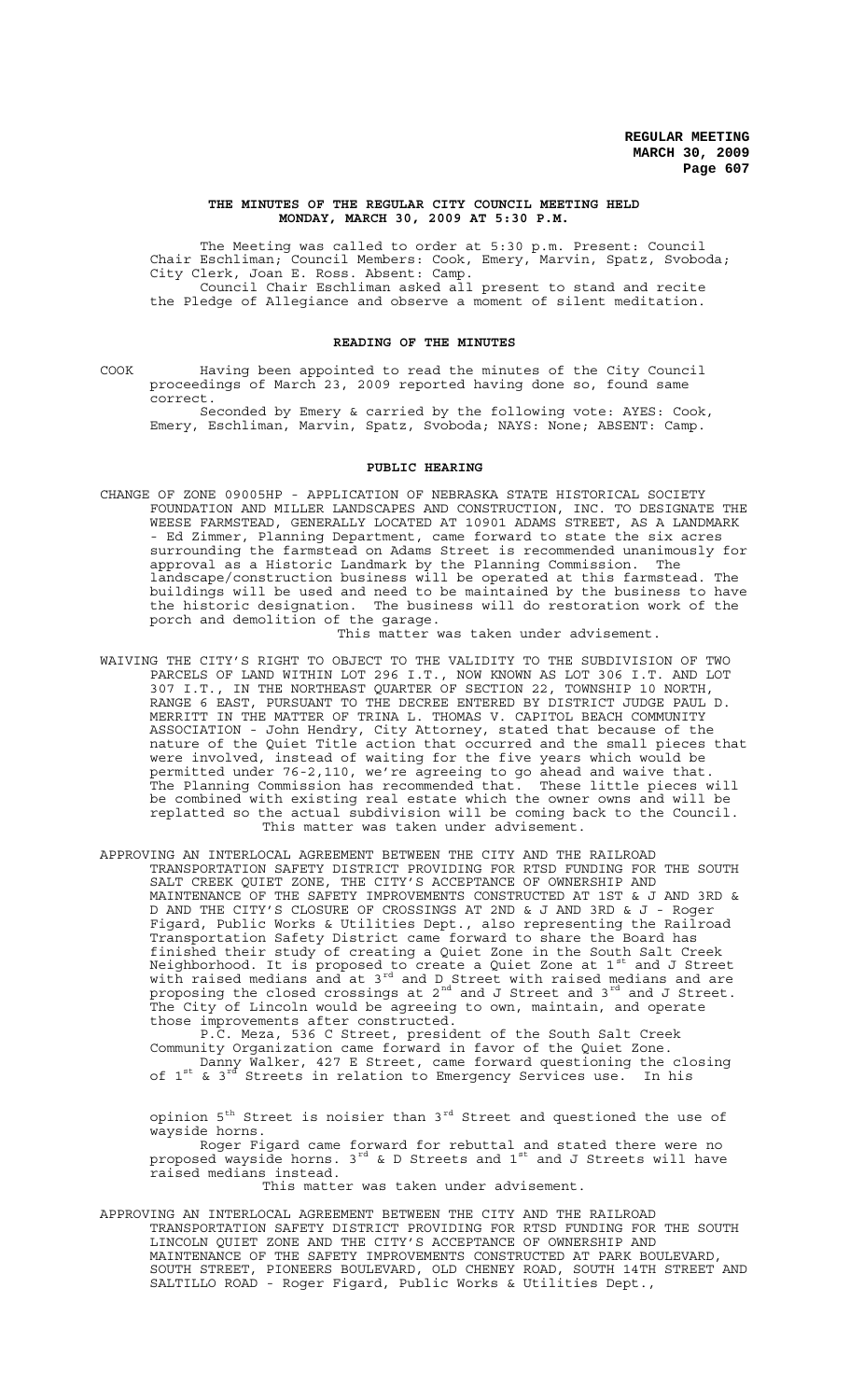## THE MINUTES OF THE REGULAR CITY COUNCIL MEETING HELD MONDAY, MARCH 30, 2009 AT 5:30 P.M.

The Meeting was called to order at 5:30 p.m. Present: Council Chair Eschliman; Council Members: Cook, Emery, Marvin, Spatz, Svoboda; City Clerk, Joan E. Ross. Absent: Camp.

Council Chair Eschliman asked all present to stand and recite the Pledge of Allegiance and observe a moment of silent meditation.

## READING OF THE MINUTES

COOK Having been appointed to read the minutes of the City Council proceedings of March 23, 2009 reported having done so, found same correct.

Seconded by Emery & carried by the following vote: AYES: Cook, Emery, Eschliman, Marvin, Spatz, Svoboda; NAYS: None; ABSENT: Camp.

## PUBLIC HEARING

CHANGE OF ZONE 09005HP - APPLICATION OF NEBRASKA STATE HISTORICAL SOCIETY FOUNDATION AND MILLER LANDSCAPES AND CONSTRUCTION, INC. TO DESIGNATE THE WEESE FARMSTEAD, GENERALLY LOCATED AT 10901 ADAMS STREET, AS A LANDMARK - Ed Zimmer, Planning Department, came forward to state the six acres surrounding the farmstead on Adams Street is recommended unanimously for approval as a Historic Landmark by the Planning Commission. The landscape/construction business will be operated at this farmstead. The buildings will be used and need to be maintained by the business to have the historic designation. The business will do restoration work of the porch and demolition of the garage.

This matter was taken under advisement.

WAIVING THE CITY'S RIGHT TO OBJECT TO THE VALIDITY TO THE SUBDIVISION OF TWO PARCELS OF LAND WITHIN LOT 296 I.T., NOW KNOWN AS LOT 306 I.T. AND LOT 307 I.T., IN THE NORTHEAST QUARTER OF SECTION 22, TOWNSHIP 10 NORTH, RANGE 6 EAST, PURSUANT TO THE DECREE ENTERED BY DISTRICT JUDGE PAUL D. MERRITT IN THE MATTER OF TRINA L. THOMAS V. CAPITOL BEACH COMMUNITY ASSOCIATION - John Hendry, City Attorney, stated that because of the nature of the Quiet Title action that occurred and the small pieces that were involved, instead of waiting for the five years which would be permitted under 76-2,110, we're agreeing to go ahead and waive that. The Planning Commission has recommended that. These little pieces will be combined with existing real estate which the owner owns and will be replatted so the actual subdivision will be coming back to the Council.

This matter was taken under advisement.

APPROVING AN INTERLOCAL AGREEMENT BETWEEN THE CITY AND THE RAILROAD TRANSPORTATION SAFETY DISTRICT PROVIDING FOR RTSD FUNDING FOR THE SOUTH SALT CREEK QUIET ZONE, THE CITY'S ACCEPTANCE OF OWNERSHIP AND MAINTENANCE OF THE SAFETY IMPROVEMENTS CONSTRUCTED AT 1ST & J AND 3RD & D AND THE CITY'S CLOSURE OF CROSSINGS AT 2ND & J AND 3RD & J - Roger Figard, Public Works & Utilities Dept., also representing the Railroad Transportation Safety District came forward to share the Board has finished their study of creating a Quiet Zone in the South Salt Creek Neighborhood. It is proposed to create a Quiet Zone at 1st and J Street with raised medians and at 3rd and D Street with raised medians and are proposing the closed crossings at 2nd and J Street and 3rd and J Street. The City of Lincoln would be agreeing to own, maintain, and operate those improvements after constructed.

P.C. Meza, 536 C Street, president of the South Salt Creek Community Organization came forward in favor of the Quiet Zone.

Danny Walker, 427 E Street, came forward questioning the closing of 1st & 3rd Streets in relation to Emergency Services use. In his opinion 5th Street is noisier than 3rd Street and questioned the use of wayside horns.

Roger Figard came forward for rebuttal and stated there were no proposed wayside horns. 3rd & D Streets and 1st and J Streets will have raised medians instead.

This matter was taken under advisement.

APPROVING AN INTERLOCAL AGREEMENT BETWEEN THE CITY AND THE RAILROAD TRANSPORTATION SAFETY DISTRICT PROVIDING FOR RTSD FUNDING FOR THE SOUTH LINCOLN QUIET ZONE AND THE CITY'S ACCEPTANCE OF OWNERSHIP AND MAINTENANCE OF THE SAFETY IMPROVEMENTS CONSTRUCTED AT PARK BOULEVARD, SOUTH STREET, PIONEERS BOULEVARD, OLD CHENEY ROAD, SOUTH 14TH STREET AND SALTILLO ROAD - Roger Figard, Public Works & Utilities Dept.,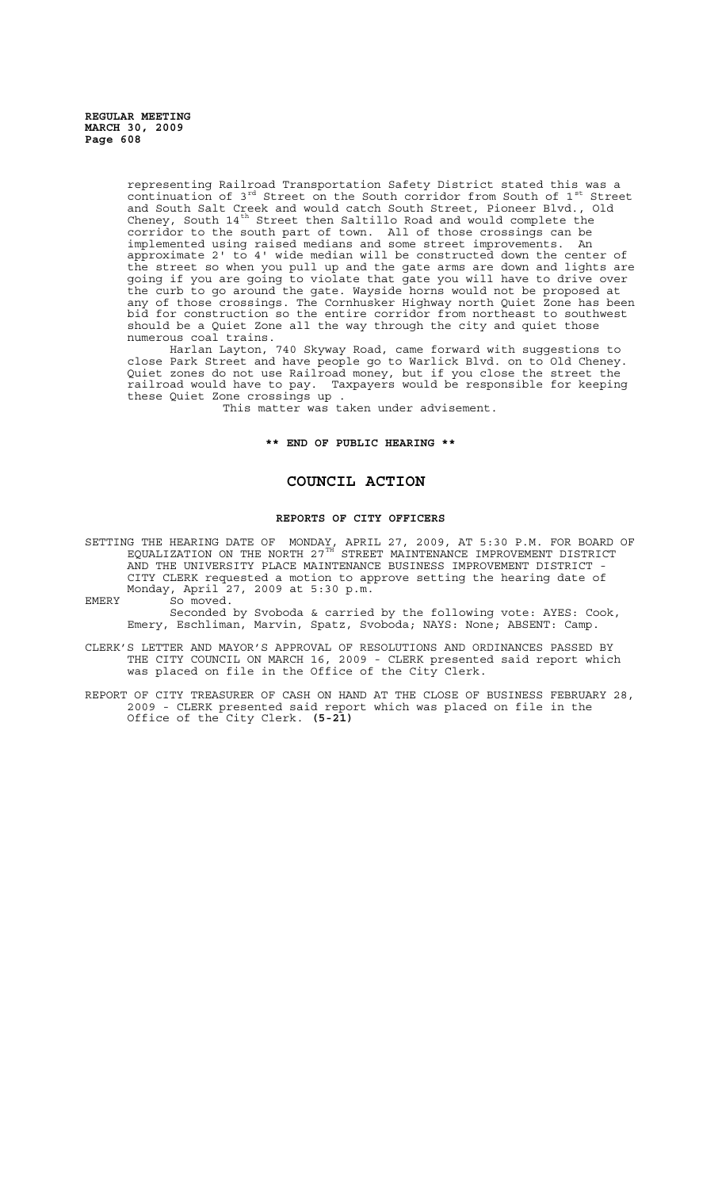representing Railroad Transportation Safety District stated this was a continuation of 3rd Street on the South corridor from South of 1st Street and South Salt Creek and would catch South Street, Pioneer Blvd., Old Cheney, South 14th Street then Saltillo Road and would complete the corridor to the south part of town. All of those crossings can be implemented using raised medians and some street improvements. An approximate 2' to 4' wide median will be constructed down the center of the street so when you pull up and the gate arms are down and lights are going if you are going to violate that gate you will have to drive over the curb to go around the gate. Wayside horns would not be proposed at any of those crossings. The Cornhusker Highway north Quiet Zone has been bid for construction so the entire corridor from northeast to southwest should be a Quiet Zone all the way through the city and quiet those numerous coal trains.

Harlan Layton, 740 Skyway Road, came forward with suggestions to close Park Street and have people go to Warlick Blvd. on to Old Cheney. Quiet zones do not use Railroad money, but if you close the street the railroad would have to pay. Taxpayers would be responsible for keeping these Quiet Zone crossings up .

This matter was taken under advisement.

**\*\* END OF PUBLIC HEARING \*\***

## COUNCIL ACTION

### REPORTS OF CITY OFFICERS

SETTING THE HEARING DATE OF MONDAY, APRIL 27, 2009, AT 5:30 P.M. FOR BOARD OF EQUALIZATION ON THE NORTH 27TH STREET MAINTENANCE IMPROVEMENT DISTRICT AND THE UNIVERSITY PLACE MAINTENANCE BUSINESS IMPROVEMENT DISTRICT - CITY CLERK requested a motion to approve setting the hearing date of Monday, April 27, 2009 at 5:30 p.m.

EMERY So moved.

Seconded by Svoboda & carried by the following vote: AYES: Cook, Emery, Eschliman, Marvin, Spatz, Svoboda; NAYS: None; ABSENT: Camp.

CLERK'S LETTER AND MAYOR'S APPROVAL OF RESOLUTIONS AND ORDINANCES PASSED BY THE CITY COUNCIL ON MARCH 16, 2009 - CLERK presented said report which was placed on file in the Office of the City Clerk.

REPORT OF CITY TREASURER OF CASH ON HAND AT THE CLOSE OF BUSINESS FEBRUARY 28, 2009 - CLERK presented said report which was placed on file in the Office of the City Clerk. **(5-21)**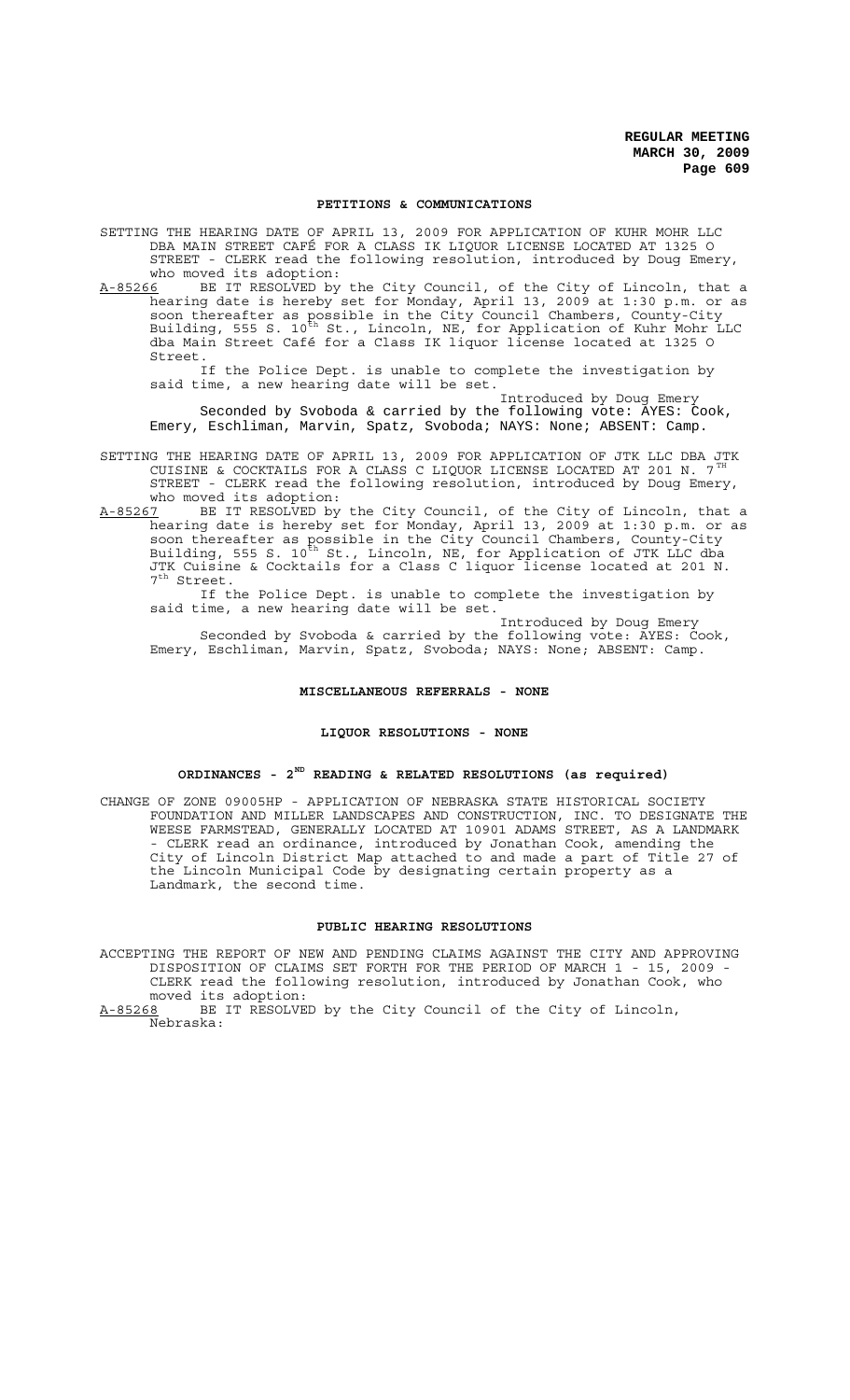#### PETITIONS & COMMUNICATIONS

SETTING THE HEARING DATE OF APRIL 13, 2009 FOR APPLICATION OF KUHR MOHR LLC DBA MAIN STREET CAFÉ FOR A CLASS IK LIQUOR LICENSE LOCATED AT 1325 O STREET - CLERK read the following resolution, introduced by Doug Emery, who moved its adoption:

A-85266 BE IT RESOLVED by the City Council, of the City of Lincoln, that a hearing date is hereby set for Monday, April 13, 2009 at 1:30 p.m. or as soon thereafter as possible in the City Council Chambers, County-City Building, 555 S. 10th St., Lincoln, NE, for Application of Kuhr Mohr LLC dba Main Street Café for a Class IK liquor license located at 1325 O Street.

If the Police Dept. is unable to complete the investigation by said time, a new hearing date will be set.

Introduced by Doug Emery

Seconded by Svoboda & carried by the following vote: AYES: Cook, Emery, Eschliman, Marvin, Spatz, Svoboda; NAYS: None; ABSENT: Camp.

SETTING THE HEARING DATE OF APRIL 13, 2009 FOR APPLICATION OF JTK LLC DBA JTK CUISINE & COCKTAILS FOR A CLASS C LIQUOR LICENSE LOCATED AT 201 N. 7TH STREET - CLERK read the following resolution, introduced by Doug Emery, who moved its adoption:

A-85267 BE IT RESOLVED by the City Council, of the City of Lincoln, that a hearing date is hereby set for Monday, April 13, 2009 at 1:30 p.m. or as soon thereafter as possible in the City Council Chambers, County-City Building, 555 S. 10th St., Lincoln, NE, for Application of JTK LLC dba JTK Cuisine & Cocktails for a Class C liquor license located at 201 N. 7th Street.

If the Police Dept. is unable to complete the investigation by said time, a new hearing date will be set.

Introduced by Doug Emery

Seconded by Svoboda & carried by the following vote: AYES: Cook, Emery, Eschliman, Marvin, Spatz, Svoboda; NAYS: None; ABSENT: Camp.

#### MISCELLANEOUS REFERRALS - NONE

#### LIQUOR RESOLUTIONS - NONE

#### ORDINANCES - 2ND READING & RELATED RESOLUTIONS (as required)

CHANGE OF ZONE 09005HP - APPLICATION OF NEBRASKA STATE HISTORICAL SOCIETY FOUNDATION AND MILLER LANDSCAPES AND CONSTRUCTION, INC. TO DESIGNATE THE WEESE FARMSTEAD, GENERALLY LOCATED AT 10901 ADAMS STREET, AS A LANDMARK - CLERK read an ordinance, introduced by Jonathan Cook, amending the City of Lincoln District Map attached to and made a part of Title 27 of the Lincoln Municipal Code by designating certain property as a Landmark, the second time.

#### PUBLIC HEARING RESOLUTIONS

ACCEPTING THE REPORT OF NEW AND PENDING CLAIMS AGAINST THE CITY AND APPROVING DISPOSITION OF CLAIMS SET FORTH FOR THE PERIOD OF MARCH 1 - 15, 2009 - CLERK read the following resolution, introduced by Jonathan Cook, who moved its adoption:

A-85268 BE IT RESOLVED by the City Council of the City of Lincoln, Nebraska: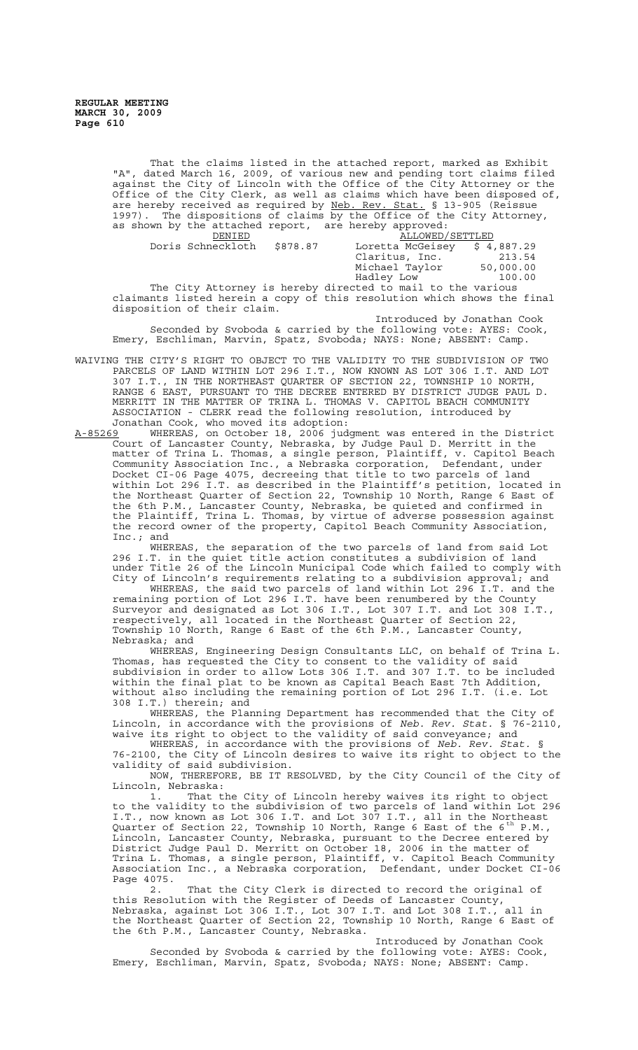That the claims listed in the attached report, marked as Exhibit "A", dated March 16, 2009, of various new and pending tort claims filed against the City of Lincoln with the Office of the City Attorney or the Office of the City Clerk, as well as claims which have been disposed of, are hereby received as required by Neb. Rev. Stat. § 13-905 (Reissue 1997). The dispositions of claims by the Office of the City Attorney, as shown by the attached report, are hereby approved:

| DENIED | | ALLOWED/SETTLED | |
|---|---|---|---|
| Doris Schneckloth | $878.87 | Loretta McGeisey | $ 4,887.29 |
| | | Claritus, Inc. | 213.54 |
| | | Michael Taylor | 50,000.00 |
| | | Hadley Low | 100.00 |

The City Attorney is hereby directed to mail to the various claimants listed herein a copy of this resolution which shows the final disposition of their claim.

Introduced by Jonathan Cook

Seconded by Svoboda & carried by the following vote: AYES: Cook, Emery, Eschliman, Marvin, Spatz, Svoboda; NAYS: None; ABSENT: Camp.

WAIVING THE CITY'S RIGHT TO OBJECT TO THE VALIDITY TO THE SUBDIVISION OF TWO PARCELS OF LAND WITHIN LOT 296 I.T., NOW KNOWN AS LOT 306 I.T. AND LOT 307 I.T., IN THE NORTHEAST QUARTER OF SECTION 22, TOWNSHIP 10 NORTH, RANGE 6 EAST, PURSUANT TO THE DECREE ENTERED BY DISTRICT JUDGE PAUL D. MERRITT IN THE MATTER OF TRINA L. THOMAS V. CAPITOL BEACH COMMUNITY ASSOCIATION - CLERK read the following resolution, introduced by Jonathan Cook, who moved its adoption:

A-85269 WHEREAS, on October 18, 2006 judgment was entered in the District Court of Lancaster County, Nebraska, by Judge Paul D. Merritt in the matter of Trina L. Thomas, a single person, Plaintiff, v. Capitol Beach Community Association Inc., a Nebraska corporation, Defendant, under Docket CI-06 Page 4075, decreeing that title to two parcels of land within Lot 296 I.T. as described in the Plaintiff's petition, located in the Northeast Quarter of Section 22, Township 10 North, Range 6 East of the 6th P.M., Lancaster County, Nebraska, be quieted and confirmed in the Plaintiff, Trina L. Thomas, by virtue of adverse possession against the record owner of the property, Capitol Beach Community Association, Inc.; and

WHEREAS, the separation of the two parcels of land from said Lot 296 I.T. in the quiet title action constitutes a subdivision of land under Title 26 of the Lincoln Municipal Code which failed to comply with City of Lincoln's requirements relating to a subdivision approval; and

WHEREAS, the said two parcels of land within Lot 296 I.T. and the remaining portion of Lot 296 I.T. have been renumbered by the County Surveyor and designated as Lot 306 I.T., Lot 307 I.T. and Lot 308 I.T., respectively, all located in the Northeast Quarter of Section 22, Township 10 North, Range 6 East of the 6th P.M., Lancaster County, Nebraska; and

WHEREAS, Engineering Design Consultants LLC, on behalf of Trina L. Thomas, has requested the City to consent to the validity of said subdivision in order to allow Lots 306 I.T. and 307 I.T. to be included within the final plat to be known as Capital Beach East 7th Addition, without also including the remaining portion of Lot 296 I.T. (i.e. Lot 308 I.T.) therein; and

WHEREAS, the Planning Department has recommended that the City of Lincoln, in accordance with the provisions of *Neb. Rev. Stat.* § 76-2110, waive its right to object to the validity of said conveyance; and

WHEREAS, in accordance with the provisions of *Neb. Rev. Stat.* § 76-2100, the City of Lincoln desires to waive its right to object to the validity of said subdivision.

NOW, THEREFORE, BE IT RESOLVED, by the City Council of the City of Lincoln, Nebraska:

1. That the City of Lincoln hereby waives its right to object to the validity to the subdivision of two parcels of land within Lot 296 I.T., now known as Lot 306 I.T. and Lot 307 I.T., all in the Northeast Quarter of Section 22, Township 10 North, Range 6 East of the 6th P.M., Lincoln, Lancaster County, Nebraska, pursuant to the Decree entered by District Judge Paul D. Merritt on October 18, 2006 in the matter of Trina L. Thomas, a single person, Plaintiff, v. Capitol Beach Community Association Inc., a Nebraska corporation, Defendant, under Docket CI-06 Page 4075.

2. That the City Clerk is directed to record the original of this Resolution with the Register of Deeds of Lancaster County, Nebraska, against Lot 306 I.T., Lot 307 I.T. and Lot 308 I.T., all in the Northeast Quarter of Section 22, Township 10 North, Range 6 East of the 6th P.M., Lancaster County, Nebraska.

Introduced by Jonathan Cook

Seconded by Svoboda & carried by the following vote: AYES: Cook, Emery, Eschliman, Marvin, Spatz, Svoboda; NAYS: None; ABSENT: Camp.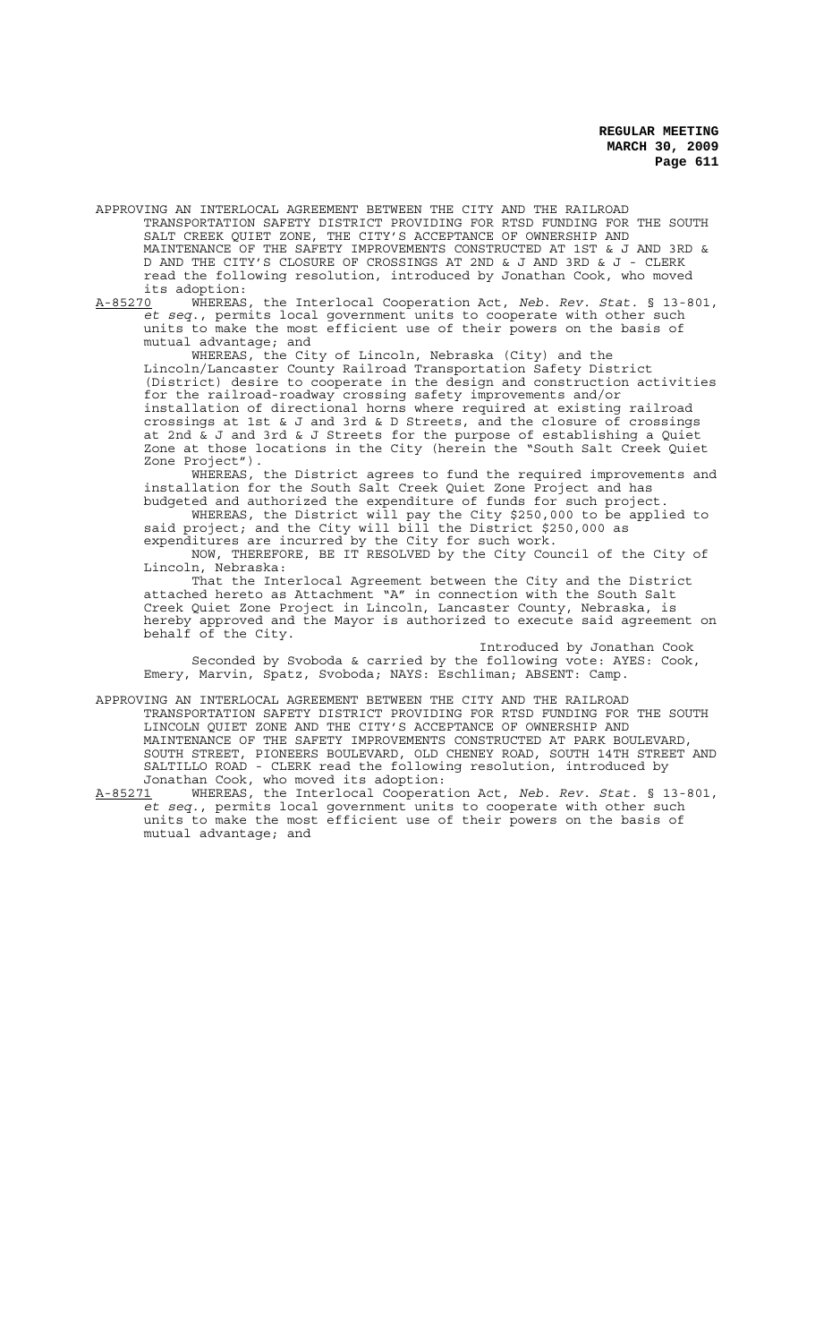APPROVING AN INTERLOCAL AGREEMENT BETWEEN THE CITY AND THE RAILROAD TRANSPORTATION SAFETY DISTRICT PROVIDING FOR RTSD FUNDING FOR THE SOUTH SALT CREEK QUIET ZONE, THE CITY'S ACCEPTANCE OF OWNERSHIP AND MAINTENANCE OF THE SAFETY IMPROVEMENTS CONSTRUCTED AT 1ST & J AND 3RD & D AND THE CITY'S CLOSURE OF CROSSINGS AT 2ND & J AND 3RD & J - CLERK read the following resolution, introduced by Jonathan Cook, who moved its adoption:

A-85270 WHEREAS, the Interlocal Cooperation Act, *Neb. Rev. Stat.* § 13-801, *et seq.*, permits local government units to cooperate with other such units to make the most efficient use of their powers on the basis of mutual advantage; and

WHEREAS, the City of Lincoln, Nebraska (City) and the Lincoln/Lancaster County Railroad Transportation Safety District (District) desire to cooperate in the design and construction activities for the railroad-roadway crossing safety improvements and/or installation of directional horns where required at existing railroad crossings at 1st & J and 3rd & D Streets, and the closure of crossings at 2nd & J and 3rd & J Streets for the purpose of establishing a Quiet Zone at those locations in the City (herein the "South Salt Creek Quiet Zone Project").

WHEREAS, the District agrees to fund the required improvements and installation for the South Salt Creek Quiet Zone Project and has budgeted and authorized the expenditure of funds for such project.

WHEREAS, the District will pay the City $250,000 to be applied to said project; and the City will bill the District $250,000 as expenditures are incurred by the City for such work.

NOW, THEREFORE, BE IT RESOLVED by the City Council of the City of Lincoln, Nebraska:

That the Interlocal Agreement between the City and the District attached hereto as Attachment "A" in connection with the South Salt Creek Quiet Zone Project in Lincoln, Lancaster County, Nebraska, is hereby approved and the Mayor is authorized to execute said agreement on behalf of the City.

Introduced by Jonathan Cook

Seconded by Svoboda & carried by the following vote: AYES: Cook, Emery, Marvin, Spatz, Svoboda; NAYS: Eschliman; ABSENT: Camp.

APPROVING AN INTERLOCAL AGREEMENT BETWEEN THE CITY AND THE RAILROAD TRANSPORTATION SAFETY DISTRICT PROVIDING FOR RTSD FUNDING FOR THE SOUTH LINCOLN QUIET ZONE AND THE CITY'S ACCEPTANCE OF OWNERSHIP AND MAINTENANCE OF THE SAFETY IMPROVEMENTS CONSTRUCTED AT PARK BOULEVARD, SOUTH STREET, PIONEERS BOULEVARD, OLD CHENEY ROAD, SOUTH 14TH STREET AND SALTILLO ROAD - CLERK read the following resolution, introduced by Jonathan Cook, who moved its adoption:

A-85271 WHEREAS, the Interlocal Cooperation Act, *Neb. Rev. Stat.* § 13-801, *et seq.*, permits local government units to cooperate with other such units to make the most efficient use of their powers on the basis of mutual advantage; and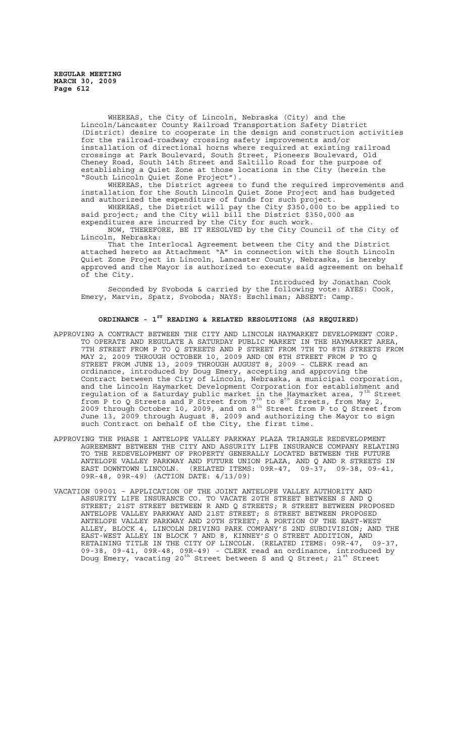WHEREAS, the City of Lincoln, Nebraska (City) and the Lincoln/Lancaster County Railroad Transportation Safety District (District) desire to cooperate in the design and construction activities for the railroad-roadway crossing safety improvements and/or installation of directional horns where required at existing railroad crossings at Park Boulevard, South Street, Pioneers Boulevard, Old Cheney Road, South 14th Street and Saltillo Road for the purpose of establishing a Quiet Zone at those locations in the City (herein the "South Lincoln Quiet Zone Project").

WHEREAS, the District agrees to fund the required improvements and installation for the South Lincoln Quiet Zone Project and has budgeted and authorized the expenditure of funds for such project.

WHEREAS, the District will pay the City $350,000 to be applied to said project; and the City will bill the District $350,000 as expenditures are incurred by the City for such work.

NOW, THEREFORE, BE IT RESOLVED by the City Council of the City of Lincoln, Nebraska:

That the Interlocal Agreement between the City and the District attached hereto as Attachment "A" in connection with the South Lincoln Quiet Zone Project in Lincoln, Lancaster County, Nebraska, is hereby approved and the Mayor is authorized to execute said agreement on behalf of the City.

Introduced by Jonathan Cook

Seconded by Svoboda & carried by the following vote: AYES: Cook, Emery, Marvin, Spatz, Svoboda; NAYS: Eschliman; ABSENT: Camp.

## ORDINANCE - 1ST READING & RELATED RESOLUTIONS (AS REQUIRED)

APPROVING A CONTRACT BETWEEN THE CITY AND LINCOLN HAYMARKET DEVELOPMENT CORP. TO OPERATE AND REGULATE A SATURDAY PUBLIC MARKET IN THE HAYMARKET AREA, 7TH STREET FROM P TO Q STREETS AND P STREET FROM 7TH TO 8TH STREETS FROM MAY 2, 2009 THROUGH OCTOBER 10, 2009 AND ON 8TH STREET FROM P TO Q STREET FROM JUNE 13, 2009 THROUGH AUGUST 8, 2009 - CLERK read an ordinance, introduced by Doug Emery, accepting and approving the Contract between the City of Lincoln, Nebraska, a municipal corporation, and the Lincoln Haymarket Development Corporation for establishment and regulation of a Saturday public market in the Haymarket area, 7th Street from P to Q Streets and P Street from 7th to 8th Streets, from May 2, 2009 through October 10, 2009, and on 8th Street from P to Q Street from June 13, 2009 through August 8, 2009 and authorizing the Mayor to sign such Contract on behalf of the City, the first time.

APPROVING THE PHASE I ANTELOPE VALLEY PARKWAY PLAZA TRIANGLE REDEVELOPMENT AGREEMENT BETWEEN THE CITY AND ASSURITY LIFE INSURANCE COMPANY RELATING TO THE REDEVELOPMENT OF PROPERTY GENERALLY LOCATED BETWEEN THE FUTURE ANTELOPE VALLEY PARKWAY AND FUTURE UNION PLAZA, AND Q AND R STREETS IN EAST DOWNTOWN LINCOLN. (RELATED ITEMS: 09R-47, 09-37, 09-38, 09-41, 09R-48, 09R-49) (ACTION DATE: 4/13/09)

VACATION 09001 – APPLICATION OF THE JOINT ANTELOPE VALLEY AUTHORITY AND ASSURITY LIFE INSURANCE CO. TO VACATE 20TH STREET BETWEEN S AND Q STREET; 21ST STREET BETWEEN R AND Q STREETS; R STREET BETWEEN PROPOSED ANTELOPE VALLEY PARKWAY AND 21ST STREET; S STREET BETWEEN PROPOSED ANTELOPE VALLEY PARKWAY AND 20TH STREET; A PORTION OF THE EAST-WEST ALLEY, BLOCK 4, LINCOLN DRIVING PARK COMPANY'S 2ND SUBDIVISION; AND THE EAST-WEST ALLEY IN BLOCK 7 AND 8, KINNEY'S O STREET ADDITION, AND RETAINING TITLE IN THE CITY OF LINCOLN. (RELATED ITEMS: 09R-47, 09-37, 09-38, 09-41, 09R-48, 09R-49) - CLERK read an ordinance, introduced by Doug Emery, vacating 20th Street between S and Q Street; 21st Street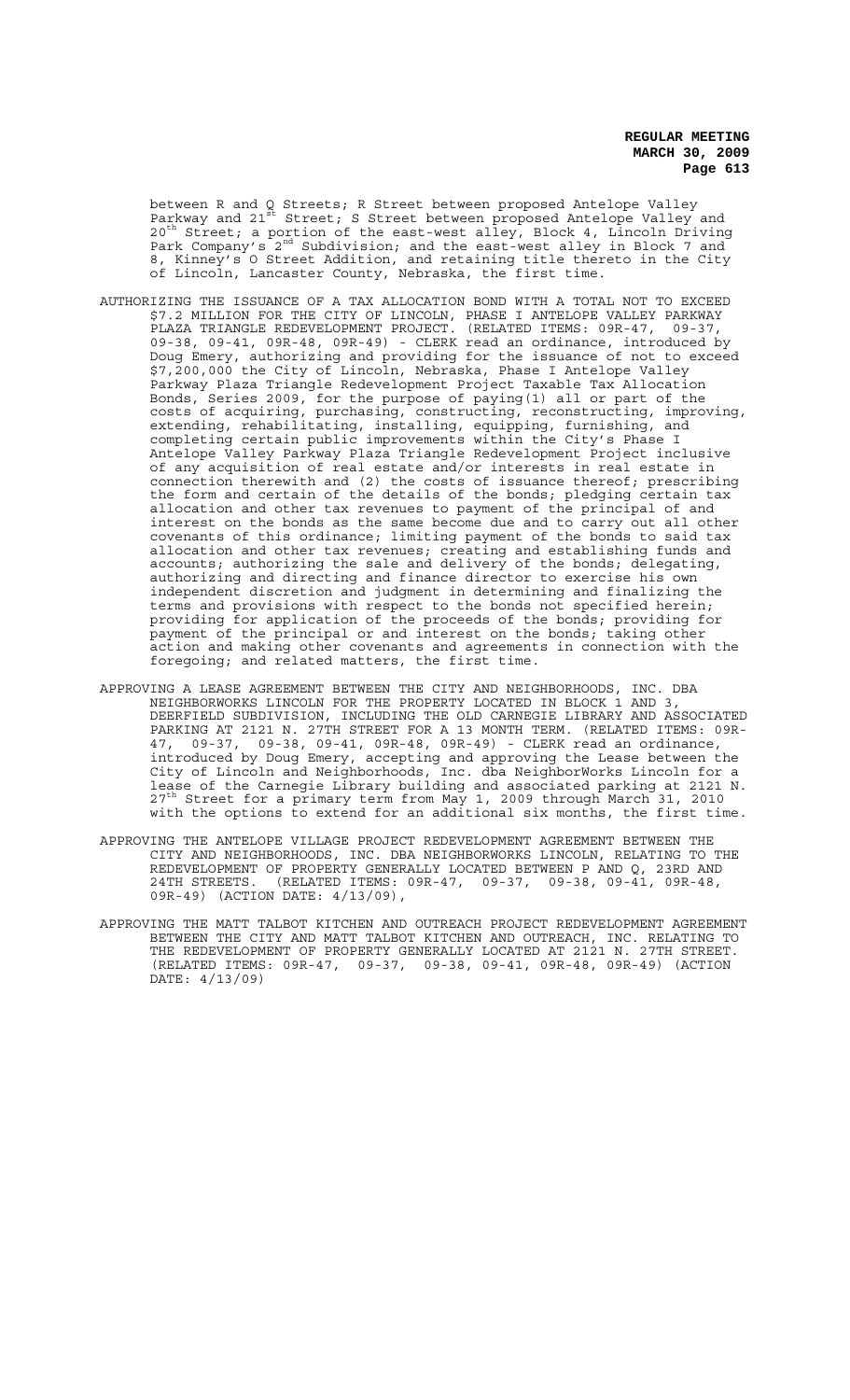between R and Q Streets; R Street between proposed Antelope Valley Parkway and 21st Street; S Street between proposed Antelope Valley and 20th Street; a portion of the east-west alley, Block 4, Lincoln Driving Park Company's 2nd Subdivision; and the east-west alley in Block 7 and 8, Kinney's O Street Addition, and retaining title thereto in the City of Lincoln, Lancaster County, Nebraska, the first time.

AUTHORIZING THE ISSUANCE OF A TAX ALLOCATION BOND WITH A TOTAL NOT TO EXCEED $7.2 MILLION FOR THE CITY OF LINCOLN, PHASE I ANTELOPE VALLEY PARKWAY PLAZA TRIANGLE REDEVELOPMENT PROJECT. (RELATED ITEMS: 09R-47, 09-37, 09-38, 09-41, 09R-48, 09R-49) - CLERK read an ordinance, introduced by Doug Emery, authorizing and providing for the issuance of not to exceed $7,200,000 the City of Lincoln, Nebraska, Phase I Antelope Valley Parkway Plaza Triangle Redevelopment Project Taxable Tax Allocation Bonds, Series 2009, for the purpose of paying(1) all or part of the costs of acquiring, purchasing, constructing, reconstructing, improving, extending, rehabilitating, installing, equipping, furnishing, and completing certain public improvements within the City's Phase I Antelope Valley Parkway Plaza Triangle Redevelopment Project inclusive of any acquisition of real estate and/or interests in real estate in connection therewith and (2) the costs of issuance thereof; prescribing the form and certain of the details of the bonds; pledging certain tax allocation and other tax revenues to payment of the principal of and interest on the bonds as the same become due and to carry out all other covenants of this ordinance; limiting payment of the bonds to said tax allocation and other tax revenues; creating and establishing funds and accounts; authorizing the sale and delivery of the bonds; delegating, authorizing and directing and finance director to exercise his own independent discretion and judgment in determining and finalizing the terms and provisions with respect to the bonds not specified herein; providing for application of the proceeds of the bonds; providing for payment of the principal or and interest on the bonds; taking other action and making other covenants and agreements in connection with the foregoing; and related matters, the first time.

APPROVING A LEASE AGREEMENT BETWEEN THE CITY AND NEIGHBORHOODS, INC. DBA NEIGHBORWORKS LINCOLN FOR THE PROPERTY LOCATED IN BLOCK 1 AND 3, DEERFIELD SUBDIVISION, INCLUDING THE OLD CARNEGIE LIBRARY AND ASSOCIATED PARKING AT 2121 N. 27TH STREET FOR A 13 MONTH TERM. (RELATED ITEMS: 09R-47, 09-37, 09-38, 09-41, 09R-48, 09R-49) - CLERK read an ordinance, introduced by Doug Emery, accepting and approving the Lease between the City of Lincoln and Neighborhoods, Inc. dba NeighborWorks Lincoln for a lease of the Carnegie Library building and associated parking at 2121 N. 27th Street for a primary term from May 1, 2009 through March 31, 2010 with the options to extend for an additional six months, the first time.

APPROVING THE ANTELOPE VILLAGE PROJECT REDEVELOPMENT AGREEMENT BETWEEN THE CITY AND NEIGHBORHOODS, INC. DBA NEIGHBORWORKS LINCOLN, RELATING TO THE REDEVELOPMENT OF PROPERTY GENERALLY LOCATED BETWEEN P AND Q, 23RD AND 24TH STREETS. (RELATED ITEMS: 09R-47, 09-37, 09-38, 09-41, 09R-48, 09R-49) (ACTION DATE: 4/13/09),

APPROVING THE MATT TALBOT KITCHEN AND OUTREACH PROJECT REDEVELOPMENT AGREEMENT BETWEEN THE CITY AND MATT TALBOT KITCHEN AND OUTREACH, INC. RELATING TO THE REDEVELOPMENT OF PROPERTY GENERALLY LOCATED AT 2121 N. 27TH STREET. (RELATED ITEMS: 09R-47, 09-37, 09-38, 09-41, 09R-48, 09R-49) (ACTION DATE: 4/13/09)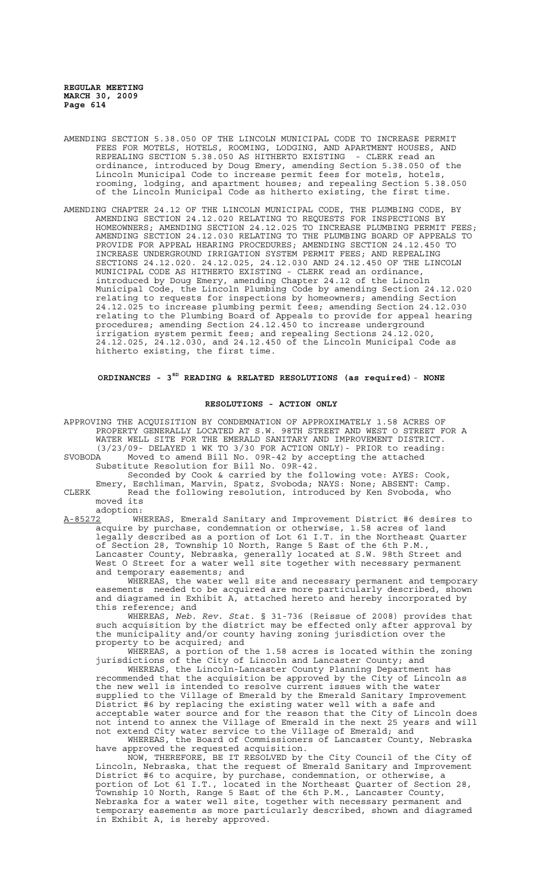AMENDING SECTION 5.38.050 OF THE LINCOLN MUNICIPAL CODE TO INCREASE PERMIT FEES FOR MOTELS, HOTELS, ROOMING, LODGING, AND APARTMENT HOUSES, AND REPEALING SECTION 5.38.050 AS HITHERTO EXISTING - CLERK read an ordinance, introduced by Doug Emery, amending Section 5.38.050 of the Lincoln Municipal Code to increase permit fees for motels, hotels, rooming, lodging, and apartment houses; and repealing Section 5.38.050 of the Lincoln Municipal Code as hitherto existing, the first time.

AMENDING CHAPTER 24.12 OF THE LINCOLN MUNICIPAL CODE, THE PLUMBING CODE, BY AMENDING SECTION 24.12.020 RELATING TO REQUESTS FOR INSPECTIONS BY HOMEOWNERS; AMENDING SECTION 24.12.025 TO INCREASE PLUMBING PERMIT FEES; AMENDING SECTION 24.12.030 RELATING TO THE PLUMBING BOARD OF APPEALS TO PROVIDE FOR APPEAL HEARING PROCEDURES; AMENDING SECTION 24.12.450 TO INCREASE UNDERGROUND IRRIGATION SYSTEM PERMIT FEES; AND REPEALING SECTIONS 24.12.020. 24.12.025, 24.12.030 AND 24.12.450 OF THE LINCOLN MUNICIPAL CODE AS HITHERTO EXISTING - CLERK read an ordinance, introduced by Doug Emery, amending Chapter 24.12 of the Lincoln Municipal Code, the Lincoln Plumbing Code by amending Section 24.12.020 relating to requests for inspections by homeowners; amending Section 24.12.025 to increase plumbing permit fees; amending Section 24.12.030 relating to the Plumbing Board of Appeals to provide for appeal hearing procedures; amending Section 24.12.450 to increase underground irrigation system permit fees; and repealing Sections 24.12.020, 24.12.025, 24.12.030, and 24.12.450 of the Lincoln Municipal Code as hitherto existing, the first time.

## ORDINANCES - 3RD READING & RELATED RESOLUTIONS (as required) - NONE

## RESOLUTIONS - ACTION ONLY

APPROVING THE ACQUISITION BY CONDEMNATION OF APPROXIMATELY 1.58 ACRES OF PROPERTY GENERALLY LOCATED AT S.W. 98TH STREET AND WEST O STREET FOR A WATER WELL SITE FOR THE EMERALD SANITARY AND IMPROVEMENT DISTRICT. (3/23/09- DELAYED 1 WK TO 3/30 FOR ACTION ONLY)- PRIOR to reading:

SVOBODA Moved to amend Bill No. 09R-42 by accepting the attached Substitute Resolution for Bill No. 09R-42.

Seconded by Cook & carried by the following vote: AYES: Cook, Emery, Eschliman, Marvin, Spatz, Svoboda; NAYS: None; ABSENT: Camp.

CLERK Read the following resolution, introduced by Ken Svoboda, who moved its adoption:

A-85272 WHEREAS, Emerald Sanitary and Improvement District #6 desires to acquire by purchase, condemnation or otherwise, 1.58 acres of land legally described as a portion of Lot 61 I.T. in the Northeast Quarter of Section 28, Township 10 North, Range 5 East of the 6th P.M., Lancaster County, Nebraska, generally located at S.W. 98th Street and West O Street for a water well site together with necessary permanent and temporary easements; and

WHEREAS, the water well site and necessary permanent and temporary easements needed to be acquired are more particularly described, shown and diagramed in Exhibit A, attached hereto and hereby incorporated by this reference; and

WHEREAS, *Neb. Rev. Stat.* § 31-736 (Reissue of 2008) provides that such acquisition by the district may be effected only after approval by the municipality and/or county having zoning jurisdiction over the property to be acquired; and

WHEREAS, a portion of the 1.58 acres is located within the zoning jurisdictions of the City of Lincoln and Lancaster County; and

WHEREAS, the Lincoln-Lancaster County Planning Department has recommended that the acquisition be approved by the City of Lincoln as the new well is intended to resolve current issues with the water supplied to the Village of Emerald by the Emerald Sanitary Improvement District #6 by replacing the existing water well with a safe and acceptable water source and for the reason that the City of Lincoln does not intend to annex the Village of Emerald in the next 25 years and will not extend City water service to the Village of Emerald; and

WHEREAS, the Board of Commissioners of Lancaster County, Nebraska have approved the requested acquisition.

NOW, THEREFORE, BE IT RESOLVED by the City Council of the City of Lincoln, Nebraska, that the request of Emerald Sanitary and Improvement District #6 to acquire, by purchase, condemnation, or otherwise, a portion of Lot 61 I.T., located in the Northeast Quarter of Section 28, Township 10 North, Range 5 East of the 6th P.M., Lancaster County, Nebraska for a water well site, together with necessary permanent and temporary easements as more particularly described, shown and diagramed in Exhibit A, is hereby approved.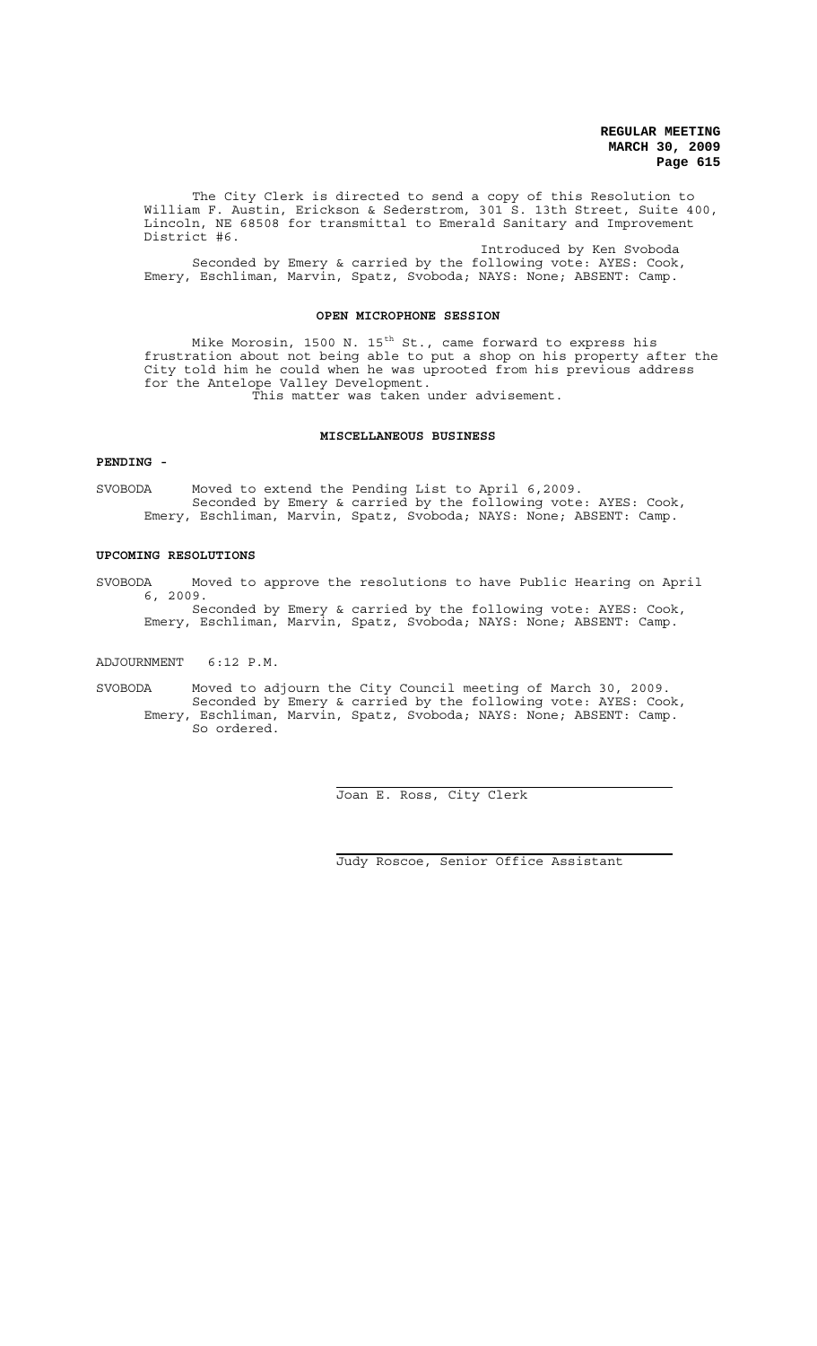The City Clerk is directed to send a copy of this Resolution to William F. Austin, Erickson & Sederstrom, 301 S. 13th Street, Suite 400, Lincoln, NE 68508 for transmittal to Emerald Sanitary and Improvement District #6.

Introduced by Ken Svoboda

Seconded by Emery & carried by the following vote: AYES: Cook, Emery, Eschliman, Marvin, Spatz, Svoboda; NAYS: None; ABSENT: Camp.

## OPEN MICROPHONE SESSION

Mike Morosin, 1500 N. 15th St., came forward to express his frustration about not being able to put a shop on his property after the City told him he could when he was uprooted from his previous address for the Antelope Valley Development.

This matter was taken under advisement.

## MISCELLANEOUS BUSINESS

**PENDING -**

SVOBODA Moved to extend the Pending List to April 6,2009.
Seconded by Emery & carried by the following vote: AYES: Cook, Emery, Eschliman, Marvin, Spatz, Svoboda; NAYS: None; ABSENT: Camp.

**UPCOMING RESOLUTIONS**

SVOBODA Moved to approve the resolutions to have Public Hearing on April 6, 2009.
Seconded by Emery & carried by the following vote: AYES: Cook, Emery, Eschliman, Marvin, Spatz, Svoboda; NAYS: None; ABSENT: Camp.

ADJOURNMENT 6:12 P.M.

SVOBODA Moved to adjourn the City Council meeting of March 30, 2009.
Seconded by Emery & carried by the following vote: AYES: Cook, Emery, Eschliman, Marvin, Spatz, Svoboda; NAYS: None; ABSENT: Camp.
So ordered.

Joan E. Ross, City Clerk

Judy Roscoe, Senior Office Assistant